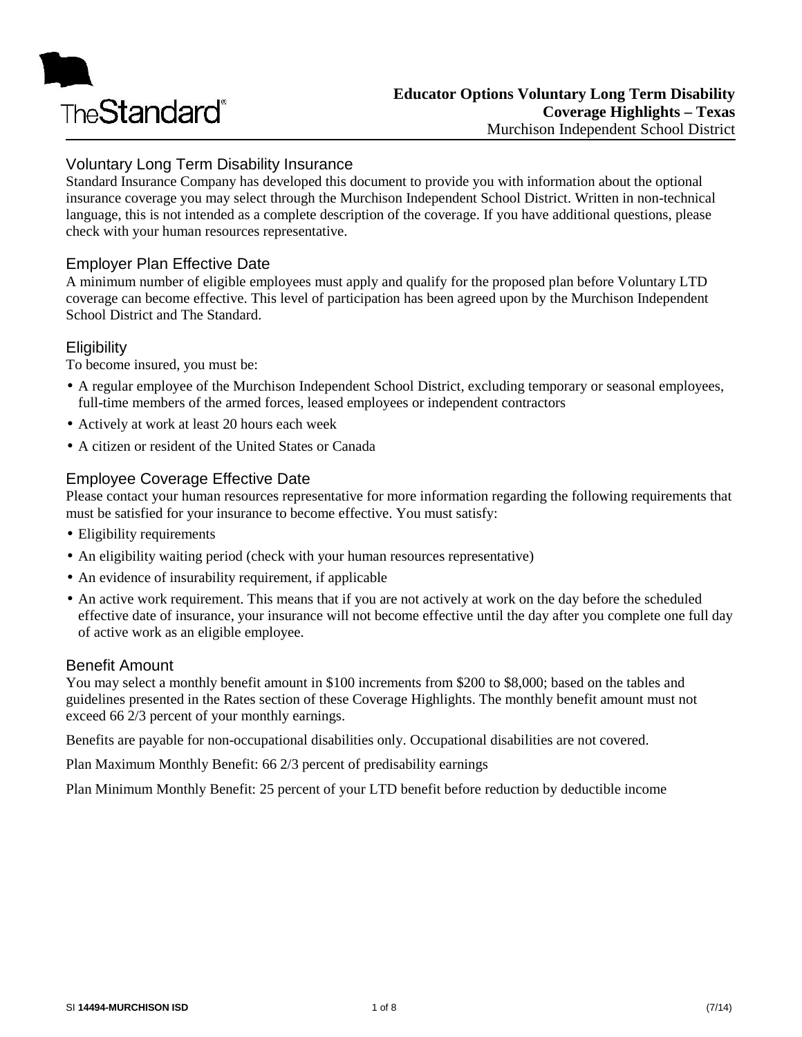**Educator Options Voluntary Long Term Disability Coverage Highlights – Texas**
Murchison Independent School District

## Voluntary Long Term Disability Insurance

Standard Insurance Company has developed this document to provide you with information about the optional insurance coverage you may select through the Murchison Independent School District. Written in non-technical language, this is not intended as a complete description of the coverage. If you have additional questions, please check with your human resources representative.

## Employer Plan Effective Date

A minimum number of eligible employees must apply and qualify for the proposed plan before Voluntary LTD coverage can become effective. This level of participation has been agreed upon by the Murchison Independent School District and The Standard.

## Eligibility

To become insured, you must be:

- A regular employee of the Murchison Independent School District, excluding temporary or seasonal employees, full-time members of the armed forces, leased employees or independent contractors
- Actively at work at least 20 hours each week
- A citizen or resident of the United States or Canada

## Employee Coverage Effective Date

Please contact your human resources representative for more information regarding the following requirements that must be satisfied for your insurance to become effective. You must satisfy:

- Eligibility requirements
- An eligibility waiting period (check with your human resources representative)
- An evidence of insurability requirement, if applicable
- An active work requirement. This means that if you are not actively at work on the day before the scheduled effective date of insurance, your insurance will not become effective until the day after you complete one full day of active work as an eligible employee.

## Benefit Amount

You may select a monthly benefit amount in $100 increments from $200 to $8,000; based on the tables and guidelines presented in the Rates section of these Coverage Highlights. The monthly benefit amount must not exceed 66 2/3 percent of your monthly earnings.

Benefits are payable for non-occupational disabilities only. Occupational disabilities are not covered.

Plan Maximum Monthly Benefit: 66 2/3 percent of predisability earnings

Plan Minimum Monthly Benefit: 25 percent of your LTD benefit before reduction by deductible income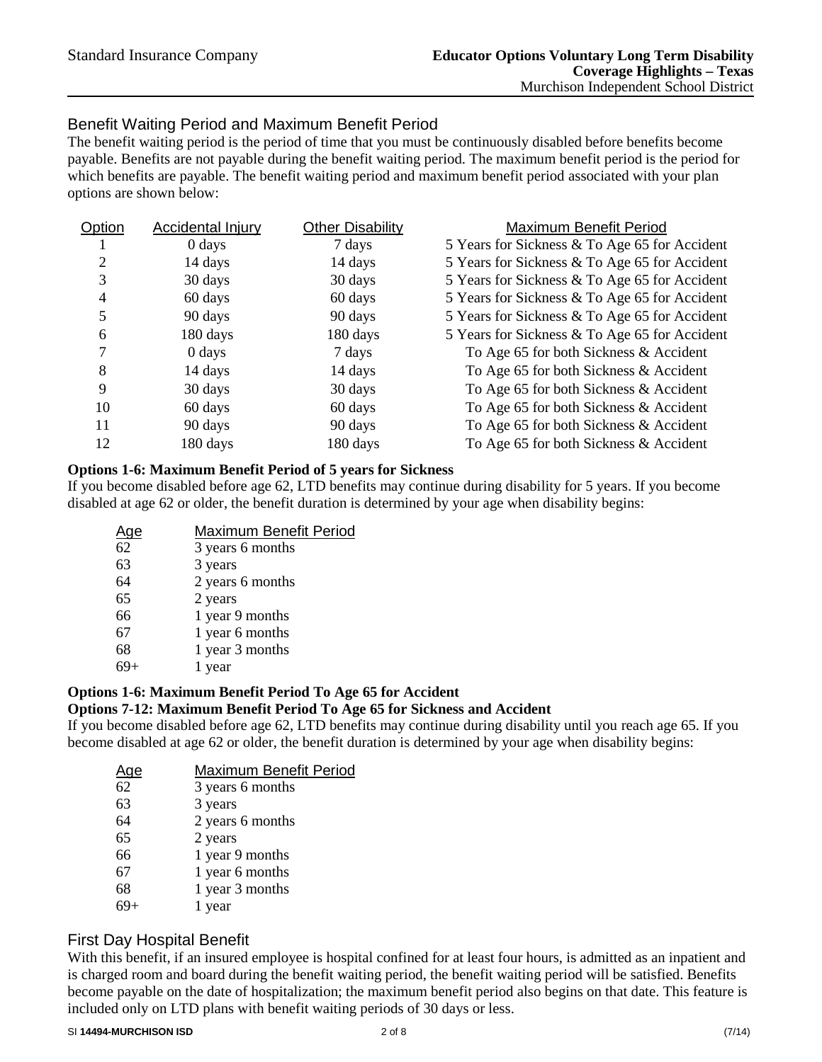## Benefit Waiting Period and Maximum Benefit Period

The benefit waiting period is the period of time that you must be continuously disabled before benefits become payable. Benefits are not payable during the benefit waiting period. The maximum benefit period is the period for which benefits are payable. The benefit waiting period and maximum benefit period associated with your plan options are shown below:

| Option | Accidental Injury | Other Disability | Maximum Benefit Period |
|---|---|---|---|
| 1 | 0 days | 7 days | 5 Years for Sickness & To Age 65 for Accident |
| 2 | 14 days | 14 days | 5 Years for Sickness & To Age 65 for Accident |
| 3 | 30 days | 30 days | 5 Years for Sickness & To Age 65 for Accident |
| 4 | 60 days | 60 days | 5 Years for Sickness & To Age 65 for Accident |
| 5 | 90 days | 90 days | 5 Years for Sickness & To Age 65 for Accident |
| 6 | 180 days | 180 days | 5 Years for Sickness & To Age 65 for Accident |
| 7 | 0 days | 7 days | To Age 65 for both Sickness & Accident |
| 8 | 14 days | 14 days | To Age 65 for both Sickness & Accident |
| 9 | 30 days | 30 days | To Age 65 for both Sickness & Accident |
| 10 | 60 days | 60 days | To Age 65 for both Sickness & Accident |
| 11 | 90 days | 90 days | To Age 65 for both Sickness & Accident |
| 12 | 180 days | 180 days | To Age 65 for both Sickness & Accident |

**Options 1-6: Maximum Benefit Period of 5 years for Sickness**

If you become disabled before age 62, LTD benefits may continue during disability for 5 years. If you become disabled at age 62 or older, the benefit duration is determined by your age when disability begins:

| Age | Maximum Benefit Period |
|---|---|
| 62 | 3 years 6 months |
| 63 | 3 years |
| 64 | 2 years 6 months |
| 65 | 2 years |
| 66 | 1 year 9 months |
| 67 | 1 year 6 months |
| 68 | 1 year 3 months |
| 69+ | 1 year |

**Options 1-6: Maximum Benefit Period To Age 65 for Accident**

**Options 7-12: Maximum Benefit Period To Age 65 for Sickness and Accident**

If you become disabled before age 62, LTD benefits may continue during disability until you reach age 65. If you become disabled at age 62 or older, the benefit duration is determined by your age when disability begins:

| Age | Maximum Benefit Period |
|---|---|
| 62 | 3 years 6 months |
| 63 | 3 years |
| 64 | 2 years 6 months |
| 65 | 2 years |
| 66 | 1 year 9 months |
| 67 | 1 year 6 months |
| 68 | 1 year 3 months |
| 69+ | 1 year |

## First Day Hospital Benefit

With this benefit, if an insured employee is hospital confined for at least four hours, is admitted as an inpatient and is charged room and board during the benefit waiting period, the benefit waiting period will be satisfied. Benefits become payable on the date of hospitalization; the maximum benefit period also begins on that date. This feature is included only on LTD plans with benefit waiting periods of 30 days or less.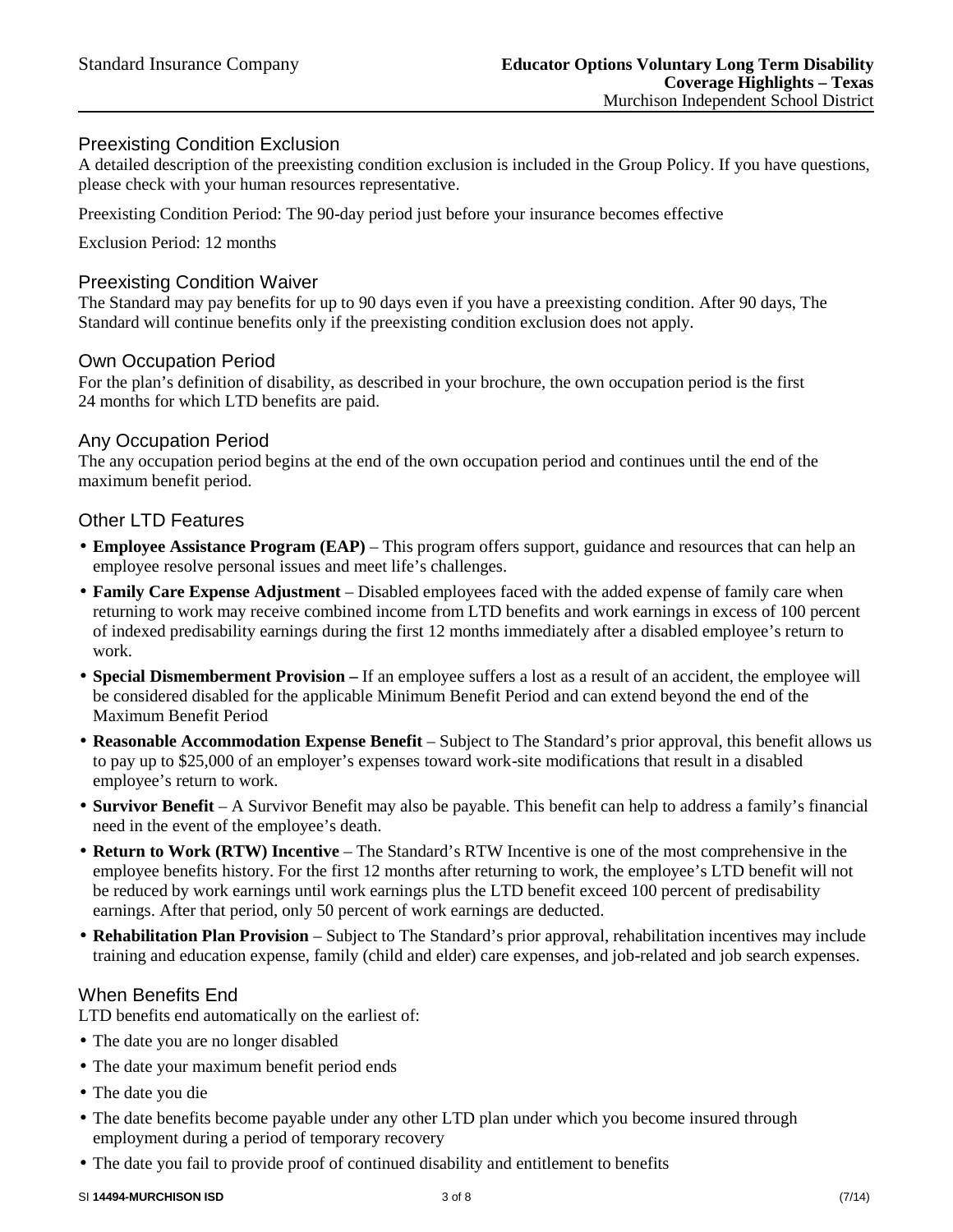## Preexisting Condition Exclusion

A detailed description of the preexisting condition exclusion is included in the Group Policy. If you have questions, please check with your human resources representative.

Preexisting Condition Period: The 90-day period just before your insurance becomes effective

Exclusion Period: 12 months

## Preexisting Condition Waiver

The Standard may pay benefits for up to 90 days even if you have a preexisting condition. After 90 days, The Standard will continue benefits only if the preexisting condition exclusion does not apply.

## Own Occupation Period

For the plan's definition of disability, as described in your brochure, the own occupation period is the first 24 months for which LTD benefits are paid.

## Any Occupation Period

The any occupation period begins at the end of the own occupation period and continues until the end of the maximum benefit period.

## Other LTD Features

- **Employee Assistance Program (EAP)** – This program offers support, guidance and resources that can help an employee resolve personal issues and meet life's challenges.
- **Family Care Expense Adjustment** – Disabled employees faced with the added expense of family care when returning to work may receive combined income from LTD benefits and work earnings in excess of 100 percent of indexed predisability earnings during the first 12 months immediately after a disabled employee's return to work.
- **Special Dismemberment Provision –** If an employee suffers a lost as a result of an accident, the employee will be considered disabled for the applicable Minimum Benefit Period and can extend beyond the end of the Maximum Benefit Period
- **Reasonable Accommodation Expense Benefit** – Subject to The Standard's prior approval, this benefit allows us to pay up to $25,000 of an employer's expenses toward work-site modifications that result in a disabled employee's return to work.
- **Survivor Benefit** – A Survivor Benefit may also be payable. This benefit can help to address a family's financial need in the event of the employee's death.
- **Return to Work (RTW) Incentive** – The Standard's RTW Incentive is one of the most comprehensive in the employee benefits history. For the first 12 months after returning to work, the employee's LTD benefit will not be reduced by work earnings until work earnings plus the LTD benefit exceed 100 percent of predisability earnings. After that period, only 50 percent of work earnings are deducted.
- **Rehabilitation Plan Provision** – Subject to The Standard's prior approval, rehabilitation incentives may include training and education expense, family (child and elder) care expenses, and job-related and job search expenses.

## When Benefits End

LTD benefits end automatically on the earliest of:

- The date you are no longer disabled
- The date your maximum benefit period ends
- The date you die
- The date benefits become payable under any other LTD plan under which you become insured through employment during a period of temporary recovery
- The date you fail to provide proof of continued disability and entitlement to benefits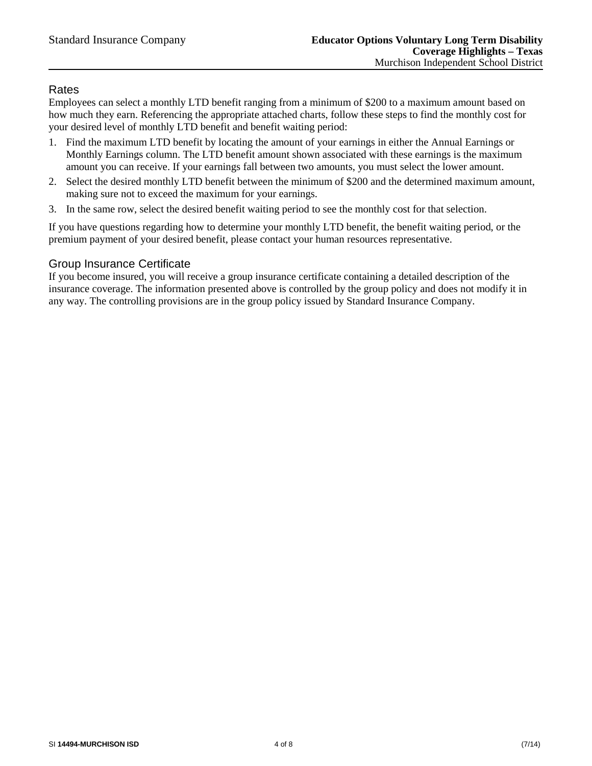## Rates

Employees can select a monthly LTD benefit ranging from a minimum of $200 to a maximum amount based on how much they earn. Referencing the appropriate attached charts, follow these steps to find the monthly cost for your desired level of monthly LTD benefit and benefit waiting period:

1. Find the maximum LTD benefit by locating the amount of your earnings in either the Annual Earnings or Monthly Earnings column. The LTD benefit amount shown associated with these earnings is the maximum amount you can receive. If your earnings fall between two amounts, you must select the lower amount.
2. Select the desired monthly LTD benefit between the minimum of $200 and the determined maximum amount, making sure not to exceed the maximum for your earnings.
3. In the same row, select the desired benefit waiting period to see the monthly cost for that selection.

If you have questions regarding how to determine your monthly LTD benefit, the benefit waiting period, or the premium payment of your desired benefit, please contact your human resources representative.

## Group Insurance Certificate

If you become insured, you will receive a group insurance certificate containing a detailed description of the insurance coverage. The information presented above is controlled by the group policy and does not modify it in any way. The controlling provisions are in the group policy issued by Standard Insurance Company.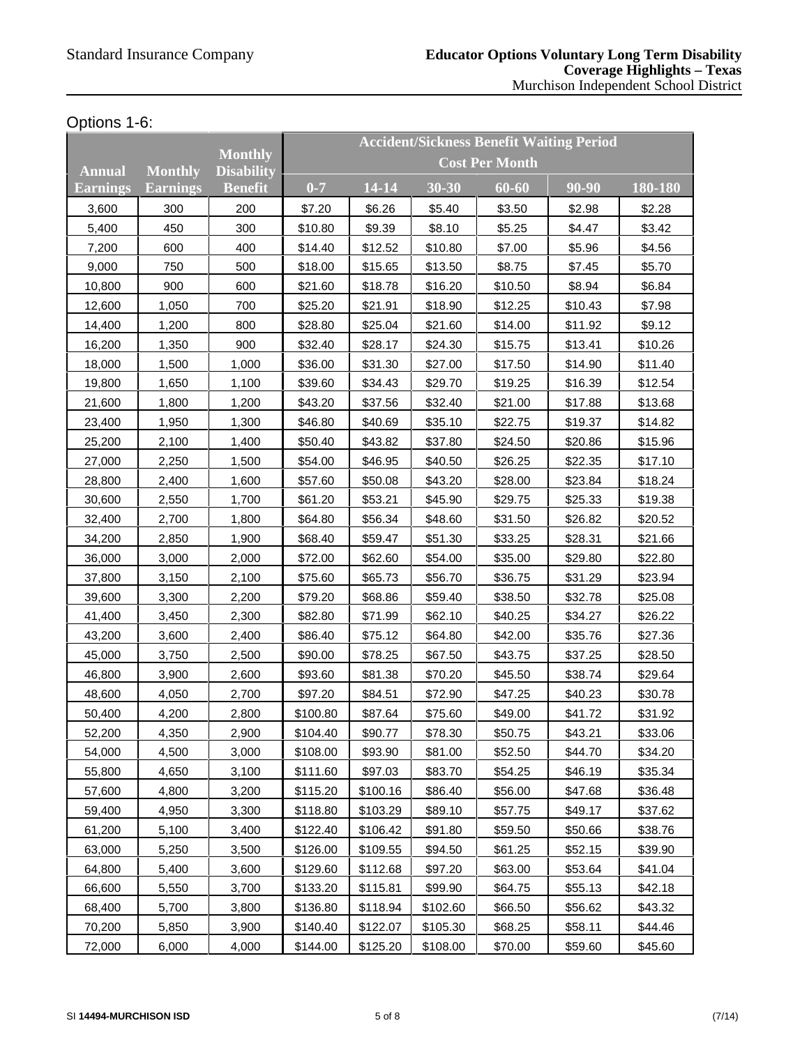Options 1-6:

| Annual Earnings | Monthly Earnings | Monthly Disability Benefit | Accident/Sickness Benefit Waiting Period Cost Per Month | | | | | |
|---|---|---|---|---|---|---|---|---|
| | | | 0-7 | 14-14 | 30-30 | 60-60 | 90-90 | 180-180 |
| 3,600 | 300 | 200 | $7.20 | $6.26 | $5.40 | $3.50 | $2.98 | $2.28 |
| 5,400 | 450 | 300 | $10.80 | $9.39 | $8.10 | $5.25 | $4.47 | $3.42 |
| 7,200 | 600 | 400 | $14.40 | $12.52 | $10.80 | $7.00 | $5.96 | $4.56 |
| 9,000 | 750 | 500 | $18.00 | $15.65 | $13.50 | $8.75 | $7.45 | $5.70 |
| 10,800 | 900 | 600 | $21.60 | $18.78 | $16.20 | $10.50 | $8.94 | $6.84 |
| 12,600 | 1,050 | 700 | $25.20 | $21.91 | $18.90 | $12.25 | $10.43 | $7.98 |
| 14,400 | 1,200 | 800 | $28.80 | $25.04 | $21.60 | $14.00 | $11.92 | $9.12 |
| 16,200 | 1,350 | 900 | $32.40 | $28.17 | $24.30 | $15.75 | $13.41 | $10.26 |
| 18,000 | 1,500 | 1,000 | $36.00 | $31.30 | $27.00 | $17.50 | $14.90 | $11.40 |
| 19,800 | 1,650 | 1,100 | $39.60 | $34.43 | $29.70 | $19.25 | $16.39 | $12.54 |
| 21,600 | 1,800 | 1,200 | $43.20 | $37.56 | $32.40 | $21.00 | $17.88 | $13.68 |
| 23,400 | 1,950 | 1,300 | $46.80 | $40.69 | $35.10 | $22.75 | $19.37 | $14.82 |
| 25,200 | 2,100 | 1,400 | $50.40 | $43.82 | $37.80 | $24.50 | $20.86 | $15.96 |
| 27,000 | 2,250 | 1,500 | $54.00 | $46.95 | $40.50 | $26.25 | $22.35 | $17.10 |
| 28,800 | 2,400 | 1,600 | $57.60 | $50.08 | $43.20 | $28.00 | $23.84 | $18.24 |
| 30,600 | 2,550 | 1,700 | $61.20 | $53.21 | $45.90 | $29.75 | $25.33 | $19.38 |
| 32,400 | 2,700 | 1,800 | $64.80 | $56.34 | $48.60 | $31.50 | $26.82 | $20.52 |
| 34,200 | 2,850 | 1,900 | $68.40 | $59.47 | $51.30 | $33.25 | $28.31 | $21.66 |
| 36,000 | 3,000 | 2,000 | $72.00 | $62.60 | $54.00 | $35.00 | $29.80 | $22.80 |
| 37,800 | 3,150 | 2,100 | $75.60 | $65.73 | $56.70 | $36.75 | $31.29 | $23.94 |
| 39,600 | 3,300 | 2,200 | $79.20 | $68.86 | $59.40 | $38.50 | $32.78 | $25.08 |
| 41,400 | 3,450 | 2,300 | $82.80 | $71.99 | $62.10 | $40.25 | $34.27 | $26.22 |
| 43,200 | 3,600 | 2,400 | $86.40 | $75.12 | $64.80 | $42.00 | $35.76 | $27.36 |
| 45,000 | 3,750 | 2,500 | $90.00 | $78.25 | $67.50 | $43.75 | $37.25 | $28.50 |
| 46,800 | 3,900 | 2,600 | $93.60 | $81.38 | $70.20 | $45.50 | $38.74 | $29.64 |
| 48,600 | 4,050 | 2,700 | $97.20 | $84.51 | $72.90 | $47.25 | $40.23 | $30.78 |
| 50,400 | 4,200 | 2,800 | $100.80 | $87.64 | $75.60 | $49.00 | $41.72 | $31.92 |
| 52,200 | 4,350 | 2,900 | $104.40 | $90.77 | $78.30 | $50.75 | $43.21 | $33.06 |
| 54,000 | 4,500 | 3,000 | $108.00 | $93.90 | $81.00 | $52.50 | $44.70 | $34.20 |
| 55,800 | 4,650 | 3,100 | $111.60 | $97.03 | $83.70 | $54.25 | $46.19 | $35.34 |
| 57,600 | 4,800 | 3,200 | $115.20 | $100.16 | $86.40 | $56.00 | $47.68 | $36.48 |
| 59,400 | 4,950 | 3,300 | $118.80 | $103.29 | $89.10 | $57.75 | $49.17 | $37.62 |
| 61,200 | 5,100 | 3,400 | $122.40 | $106.42 | $91.80 | $59.50 | $50.66 | $38.76 |
| 63,000 | 5,250 | 3,500 | $126.00 | $109.55 | $94.50 | $61.25 | $52.15 | $39.90 |
| 64,800 | 5,400 | 3,600 | $129.60 | $112.68 | $97.20 | $63.00 | $53.64 | $41.04 |
| 66,600 | 5,550 | 3,700 | $133.20 | $115.81 | $99.90 | $64.75 | $55.13 | $42.18 |
| 68,400 | 5,700 | 3,800 | $136.80 | $118.94 | $102.60 | $66.50 | $56.62 | $43.32 |
| 70,200 | 5,850 | 3,900 | $140.40 | $122.07 | $105.30 | $68.25 | $58.11 | $44.46 |
| 72,000 | 6,000 | 4,000 | $144.00 | $125.20 | $108.00 | $70.00 | $59.60 | $45.60 |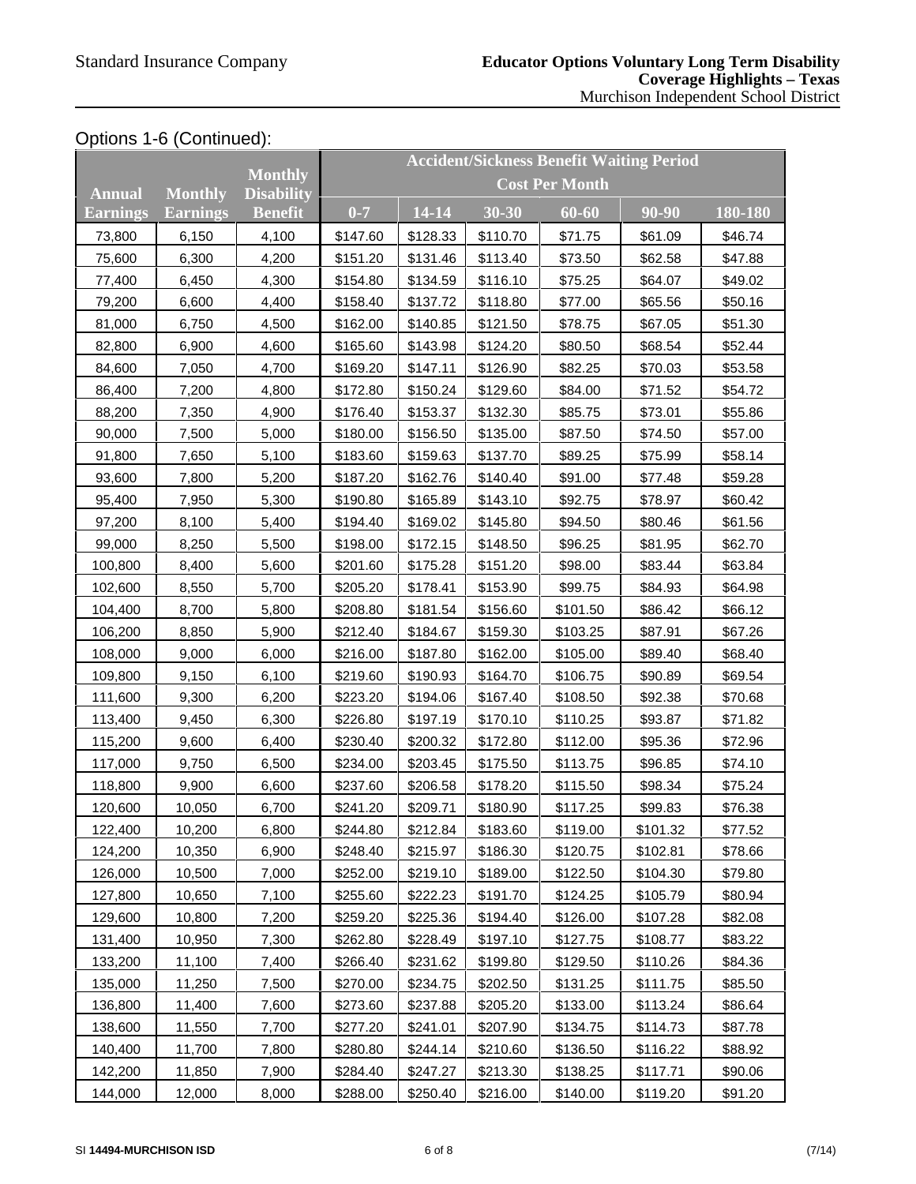Options 1-6 (Continued):

| Annual Earnings | Monthly Earnings | Monthly Disability Benefit | Accident/Sickness Benefit Waiting Period Cost Per Month | | | | | |
|---|---|---|---|---|---|---|---|---|
| | | | 0-7 | 14-14 | 30-30 | 60-60 | 90-90 | 180-180 |
| 73,800 | 6,150 | 4,100 | $147.60 | $128.33 | $110.70 | $71.75 | $61.09 | $46.74 |
| 75,600 | 6,300 | 4,200 | $151.20 | $131.46 | $113.40 | $73.50 | $62.58 | $47.88 |
| 77,400 | 6,450 | 4,300 | $154.80 | $134.59 | $116.10 | $75.25 | $64.07 | $49.02 |
| 79,200 | 6,600 | 4,400 | $158.40 | $137.72 | $118.80 | $77.00 | $65.56 | $50.16 |
| 81,000 | 6,750 | 4,500 | $162.00 | $140.85 | $121.50 | $78.75 | $67.05 | $51.30 |
| 82,800 | 6,900 | 4,600 | $165.60 | $143.98 | $124.20 | $80.50 | $68.54 | $52.44 |
| 84,600 | 7,050 | 4,700 | $169.20 | $147.11 | $126.90 | $82.25 | $70.03 | $53.58 |
| 86,400 | 7,200 | 4,800 | $172.80 | $150.24 | $129.60 | $84.00 | $71.52 | $54.72 |
| 88,200 | 7,350 | 4,900 | $176.40 | $153.37 | $132.30 | $85.75 | $73.01 | $55.86 |
| 90,000 | 7,500 | 5,000 | $180.00 | $156.50 | $135.00 | $87.50 | $74.50 | $57.00 |
| 91,800 | 7,650 | 5,100 | $183.60 | $159.63 | $137.70 | $89.25 | $75.99 | $58.14 |
| 93,600 | 7,800 | 5,200 | $187.20 | $162.76 | $140.40 | $91.00 | $77.48 | $59.28 |
| 95,400 | 7,950 | 5,300 | $190.80 | $165.89 | $143.10 | $92.75 | $78.97 | $60.42 |
| 97,200 | 8,100 | 5,400 | $194.40 | $169.02 | $145.80 | $94.50 | $80.46 | $61.56 |
| 99,000 | 8,250 | 5,500 | $198.00 | $172.15 | $148.50 | $96.25 | $81.95 | $62.70 |
| 100,800 | 8,400 | 5,600 | $201.60 | $175.28 | $151.20 | $98.00 | $83.44 | $63.84 |
| 102,600 | 8,550 | 5,700 | $205.20 | $178.41 | $153.90 | $99.75 | $84.93 | $64.98 |
| 104,400 | 8,700 | 5,800 | $208.80 | $181.54 | $156.60 | $101.50 | $86.42 | $66.12 |
| 106,200 | 8,850 | 5,900 | $212.40 | $184.67 | $159.30 | $103.25 | $87.91 | $67.26 |
| 108,000 | 9,000 | 6,000 | $216.00 | $187.80 | $162.00 | $105.00 | $89.40 | $68.40 |
| 109,800 | 9,150 | 6,100 | $219.60 | $190.93 | $164.70 | $106.75 | $90.89 | $69.54 |
| 111,600 | 9,300 | 6,200 | $223.20 | $194.06 | $167.40 | $108.50 | $92.38 | $70.68 |
| 113,400 | 9,450 | 6,300 | $226.80 | $197.19 | $170.10 | $110.25 | $93.87 | $71.82 |
| 115,200 | 9,600 | 6,400 | $230.40 | $200.32 | $172.80 | $112.00 | $95.36 | $72.96 |
| 117,000 | 9,750 | 6,500 | $234.00 | $203.45 | $175.50 | $113.75 | $96.85 | $74.10 |
| 118,800 | 9,900 | 6,600 | $237.60 | $206.58 | $178.20 | $115.50 | $98.34 | $75.24 |
| 120,600 | 10,050 | 6,700 | $241.20 | $209.71 | $180.90 | $117.25 | $99.83 | $76.38 |
| 122,400 | 10,200 | 6,800 | $244.80 | $212.84 | $183.60 | $119.00 | $101.32 | $77.52 |
| 124,200 | 10,350 | 6,900 | $248.40 | $215.97 | $186.30 | $120.75 | $102.81 | $78.66 |
| 126,000 | 10,500 | 7,000 | $252.00 | $219.10 | $189.00 | $122.50 | $104.30 | $79.80 |
| 127,800 | 10,650 | 7,100 | $255.60 | $222.23 | $191.70 | $124.25 | $105.79 | $80.94 |
| 129,600 | 10,800 | 7,200 | $259.20 | $225.36 | $194.40 | $126.00 | $107.28 | $82.08 |
| 131,400 | 10,950 | 7,300 | $262.80 | $228.49 | $197.10 | $127.75 | $108.77 | $83.22 |
| 133,200 | 11,100 | 7,400 | $266.40 | $231.62 | $199.80 | $129.50 | $110.26 | $84.36 |
| 135,000 | 11,250 | 7,500 | $270.00 | $234.75 | $202.50 | $131.25 | $111.75 | $85.50 |
| 136,800 | 11,400 | 7,600 | $273.60 | $237.88 | $205.20 | $133.00 | $113.24 | $86.64 |
| 138,600 | 11,550 | 7,700 | $277.20 | $241.01 | $207.90 | $134.75 | $114.73 | $87.78 |
| 140,400 | 11,700 | 7,800 | $280.80 | $244.14 | $210.60 | $136.50 | $116.22 | $88.92 |
| 142,200 | 11,850 | 7,900 | $284.40 | $247.27 | $213.30 | $138.25 | $117.71 | $90.06 |
| 144,000 | 12,000 | 8,000 | $288.00 | $250.40 | $216.00 | $140.00 | $119.20 | $91.20 |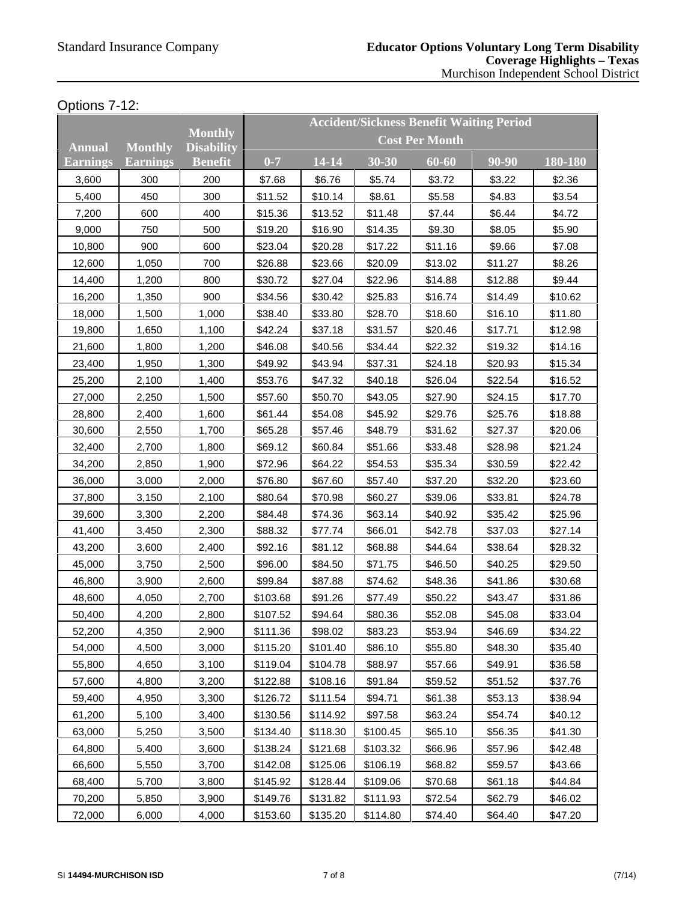Options 7-12:

| Annual Earnings | Monthly Earnings | Monthly Disability Benefit | Accident/Sickness Benefit Waiting Period Cost Per Month | | | | | |
|---|---|---|---|---|---|---|---|---|
| | | | 0-7 | 14-14 | 30-30 | 60-60 | 90-90 | 180-180 |
| 3,600 | 300 | 200 | $7.68 | $6.76 | $5.74 | $3.72 | $3.22 | $2.36 |
| 5,400 | 450 | 300 | $11.52 | $10.14 | $8.61 | $5.58 | $4.83 | $3.54 |
| 7,200 | 600 | 400 | $15.36 | $13.52 | $11.48 | $7.44 | $6.44 | $4.72 |
| 9,000 | 750 | 500 | $19.20 | $16.90 | $14.35 | $9.30 | $8.05 | $5.90 |
| 10,800 | 900 | 600 | $23.04 | $20.28 | $17.22 | $11.16 | $9.66 | $7.08 |
| 12,600 | 1,050 | 700 | $26.88 | $23.66 | $20.09 | $13.02 | $11.27 | $8.26 |
| 14,400 | 1,200 | 800 | $30.72 | $27.04 | $22.96 | $14.88 | $12.88 | $9.44 |
| 16,200 | 1,350 | 900 | $34.56 | $30.42 | $25.83 | $16.74 | $14.49 | $10.62 |
| 18,000 | 1,500 | 1,000 | $38.40 | $33.80 | $28.70 | $18.60 | $16.10 | $11.80 |
| 19,800 | 1,650 | 1,100 | $42.24 | $37.18 | $31.57 | $20.46 | $17.71 | $12.98 |
| 21,600 | 1,800 | 1,200 | $46.08 | $40.56 | $34.44 | $22.32 | $19.32 | $14.16 |
| 23,400 | 1,950 | 1,300 | $49.92 | $43.94 | $37.31 | $24.18 | $20.93 | $15.34 |
| 25,200 | 2,100 | 1,400 | $53.76 | $47.32 | $40.18 | $26.04 | $22.54 | $16.52 |
| 27,000 | 2,250 | 1,500 | $57.60 | $50.70 | $43.05 | $27.90 | $24.15 | $17.70 |
| 28,800 | 2,400 | 1,600 | $61.44 | $54.08 | $45.92 | $29.76 | $25.76 | $18.88 |
| 30,600 | 2,550 | 1,700 | $65.28 | $57.46 | $48.79 | $31.62 | $27.37 | $20.06 |
| 32,400 | 2,700 | 1,800 | $69.12 | $60.84 | $51.66 | $33.48 | $28.98 | $21.24 |
| 34,200 | 2,850 | 1,900 | $72.96 | $64.22 | $54.53 | $35.34 | $30.59 | $22.42 |
| 36,000 | 3,000 | 2,000 | $76.80 | $67.60 | $57.40 | $37.20 | $32.20 | $23.60 |
| 37,800 | 3,150 | 2,100 | $80.64 | $70.98 | $60.27 | $39.06 | $33.81 | $24.78 |
| 39,600 | 3,300 | 2,200 | $84.48 | $74.36 | $63.14 | $40.92 | $35.42 | $25.96 |
| 41,400 | 3,450 | 2,300 | $88.32 | $77.74 | $66.01 | $42.78 | $37.03 | $27.14 |
| 43,200 | 3,600 | 2,400 | $92.16 | $81.12 | $68.88 | $44.64 | $38.64 | $28.32 |
| 45,000 | 3,750 | 2,500 | $96.00 | $84.50 | $71.75 | $46.50 | $40.25 | $29.50 |
| 46,800 | 3,900 | 2,600 | $99.84 | $87.88 | $74.62 | $48.36 | $41.86 | $30.68 |
| 48,600 | 4,050 | 2,700 | $103.68 | $91.26 | $77.49 | $50.22 | $43.47 | $31.86 |
| 50,400 | 4,200 | 2,800 | $107.52 | $94.64 | $80.36 | $52.08 | $45.08 | $33.04 |
| 52,200 | 4,350 | 2,900 | $111.36 | $98.02 | $83.23 | $53.94 | $46.69 | $34.22 |
| 54,000 | 4,500 | 3,000 | $115.20 | $101.40 | $86.10 | $55.80 | $48.30 | $35.40 |
| 55,800 | 4,650 | 3,100 | $119.04 | $104.78 | $88.97 | $57.66 | $49.91 | $36.58 |
| 57,600 | 4,800 | 3,200 | $122.88 | $108.16 | $91.84 | $59.52 | $51.52 | $37.76 |
| 59,400 | 4,950 | 3,300 | $126.72 | $111.54 | $94.71 | $61.38 | $53.13 | $38.94 |
| 61,200 | 5,100 | 3,400 | $130.56 | $114.92 | $97.58 | $63.24 | $54.74 | $40.12 |
| 63,000 | 5,250 | 3,500 | $134.40 | $118.30 | $100.45 | $65.10 | $56.35 | $41.30 |
| 64,800 | 5,400 | 3,600 | $138.24 | $121.68 | $103.32 | $66.96 | $57.96 | $42.48 |
| 66,600 | 5,550 | 3,700 | $142.08 | $125.06 | $106.19 | $68.82 | $59.57 | $43.66 |
| 68,400 | 5,700 | 3,800 | $145.92 | $128.44 | $109.06 | $70.68 | $61.18 | $44.84 |
| 70,200 | 5,850 | 3,900 | $149.76 | $131.82 | $111.93 | $72.54 | $62.79 | $46.02 |
| 72,000 | 6,000 | 4,000 | $153.60 | $135.20 | $114.80 | $74.40 | $64.40 | $47.20 |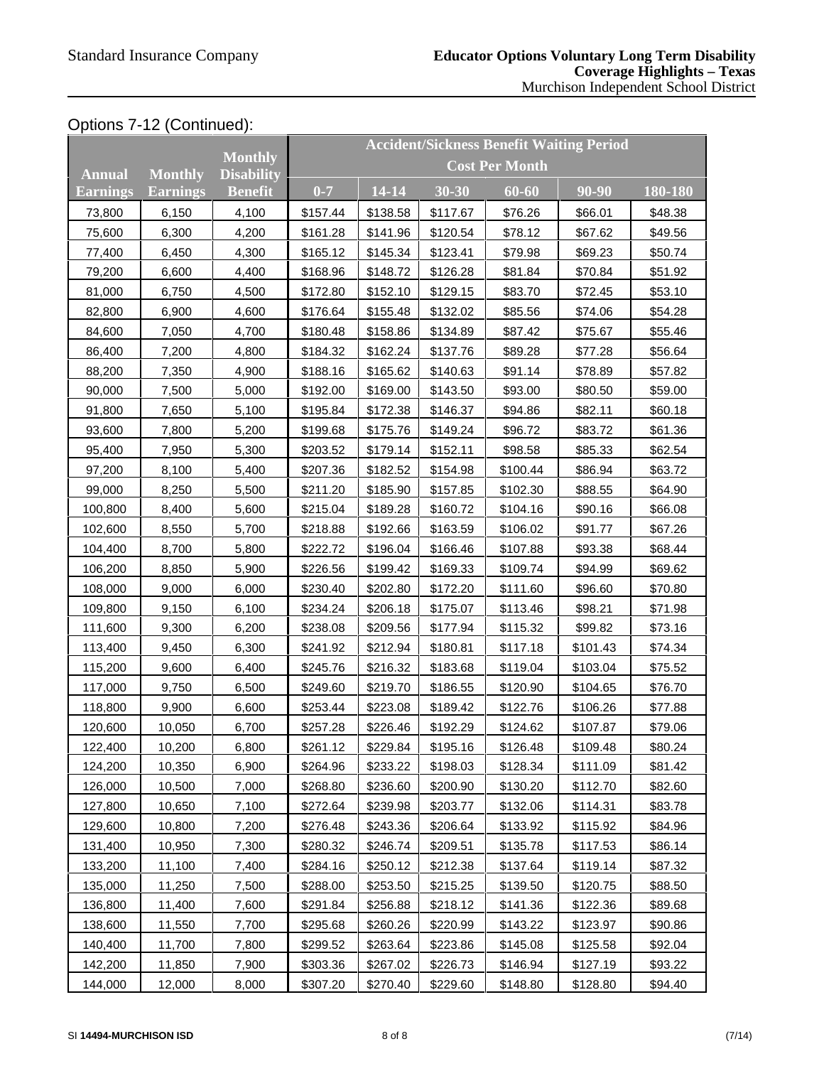Options 7-12 (Continued):

| Annual Earnings | Monthly Earnings | Monthly Disability Benefit | Accident/Sickness Benefit Waiting Period Cost Per Month | | | | | |
|---|---|---|---|---|---|---|---|---|
| | | | 0-7 | 14-14 | 30-30 | 60-60 | 90-90 | 180-180 |
| 73,800 | 6,150 | 4,100 | $157.44 | $138.58 | $117.67 | $76.26 | $66.01 | $48.38 |
| 75,600 | 6,300 | 4,200 | $161.28 | $141.96 | $120.54 | $78.12 | $67.62 | $49.56 |
| 77,400 | 6,450 | 4,300 | $165.12 | $145.34 | $123.41 | $79.98 | $69.23 | $50.74 |
| 79,200 | 6,600 | 4,400 | $168.96 | $148.72 | $126.28 | $81.84 | $70.84 | $51.92 |
| 81,000 | 6,750 | 4,500 | $172.80 | $152.10 | $129.15 | $83.70 | $72.45 | $53.10 |
| 82,800 | 6,900 | 4,600 | $176.64 | $155.48 | $132.02 | $85.56 | $74.06 | $54.28 |
| 84,600 | 7,050 | 4,700 | $180.48 | $158.86 | $134.89 | $87.42 | $75.67 | $55.46 |
| 86,400 | 7,200 | 4,800 | $184.32 | $162.24 | $137.76 | $89.28 | $77.28 | $56.64 |
| 88,200 | 7,350 | 4,900 | $188.16 | $165.62 | $140.63 | $91.14 | $78.89 | $57.82 |
| 90,000 | 7,500 | 5,000 | $192.00 | $169.00 | $143.50 | $93.00 | $80.50 | $59.00 |
| 91,800 | 7,650 | 5,100 | $195.84 | $172.38 | $146.37 | $94.86 | $82.11 | $60.18 |
| 93,600 | 7,800 | 5,200 | $199.68 | $175.76 | $149.24 | $96.72 | $83.72 | $61.36 |
| 95,400 | 7,950 | 5,300 | $203.52 | $179.14 | $152.11 | $98.58 | $85.33 | $62.54 |
| 97,200 | 8,100 | 5,400 | $207.36 | $182.52 | $154.98 | $100.44 | $86.94 | $63.72 |
| 99,000 | 8,250 | 5,500 | $211.20 | $185.90 | $157.85 | $102.30 | $88.55 | $64.90 |
| 100,800 | 8,400 | 5,600 | $215.04 | $189.28 | $160.72 | $104.16 | $90.16 | $66.08 |
| 102,600 | 8,550 | 5,700 | $218.88 | $192.66 | $163.59 | $106.02 | $91.77 | $67.26 |
| 104,400 | 8,700 | 5,800 | $222.72 | $196.04 | $166.46 | $107.88 | $93.38 | $68.44 |
| 106,200 | 8,850 | 5,900 | $226.56 | $199.42 | $169.33 | $109.74 | $94.99 | $69.62 |
| 108,000 | 9,000 | 6,000 | $230.40 | $202.80 | $172.20 | $111.60 | $96.60 | $70.80 |
| 109,800 | 9,150 | 6,100 | $234.24 | $206.18 | $175.07 | $113.46 | $98.21 | $71.98 |
| 111,600 | 9,300 | 6,200 | $238.08 | $209.56 | $177.94 | $115.32 | $99.82 | $73.16 |
| 113,400 | 9,450 | 6,300 | $241.92 | $212.94 | $180.81 | $117.18 | $101.43 | $74.34 |
| 115,200 | 9,600 | 6,400 | $245.76 | $216.32 | $183.68 | $119.04 | $103.04 | $75.52 |
| 117,000 | 9,750 | 6,500 | $249.60 | $219.70 | $186.55 | $120.90 | $104.65 | $76.70 |
| 118,800 | 9,900 | 6,600 | $253.44 | $223.08 | $189.42 | $122.76 | $106.26 | $77.88 |
| 120,600 | 10,050 | 6,700 | $257.28 | $226.46 | $192.29 | $124.62 | $107.87 | $79.06 |
| 122,400 | 10,200 | 6,800 | $261.12 | $229.84 | $195.16 | $126.48 | $109.48 | $80.24 |
| 124,200 | 10,350 | 6,900 | $264.96 | $233.22 | $198.03 | $128.34 | $111.09 | $81.42 |
| 126,000 | 10,500 | 7,000 | $268.80 | $236.60 | $200.90 | $130.20 | $112.70 | $82.60 |
| 127,800 | 10,650 | 7,100 | $272.64 | $239.98 | $203.77 | $132.06 | $114.31 | $83.78 |
| 129,600 | 10,800 | 7,200 | $276.48 | $243.36 | $206.64 | $133.92 | $115.92 | $84.96 |
| 131,400 | 10,950 | 7,300 | $280.32 | $246.74 | $209.51 | $135.78 | $117.53 | $86.14 |
| 133,200 | 11,100 | 7,400 | $284.16 | $250.12 | $212.38 | $137.64 | $119.14 | $87.32 |
| 135,000 | 11,250 | 7,500 | $288.00 | $253.50 | $215.25 | $139.50 | $120.75 | $88.50 |
| 136,800 | 11,400 | 7,600 | $291.84 | $256.88 | $218.12 | $141.36 | $122.36 | $89.68 |
| 138,600 | 11,550 | 7,700 | $295.68 | $260.26 | $220.99 | $143.22 | $123.97 | $90.86 |
| 140,400 | 11,700 | 7,800 | $299.52 | $263.64 | $223.86 | $145.08 | $125.58 | $92.04 |
| 142,200 | 11,850 | 7,900 | $303.36 | $267.02 | $226.73 | $146.94 | $127.19 | $93.22 |
| 144,000 | 12,000 | 8,000 | $307.20 | $270.40 | $229.60 | $148.80 | $128.80 | $94.40 |